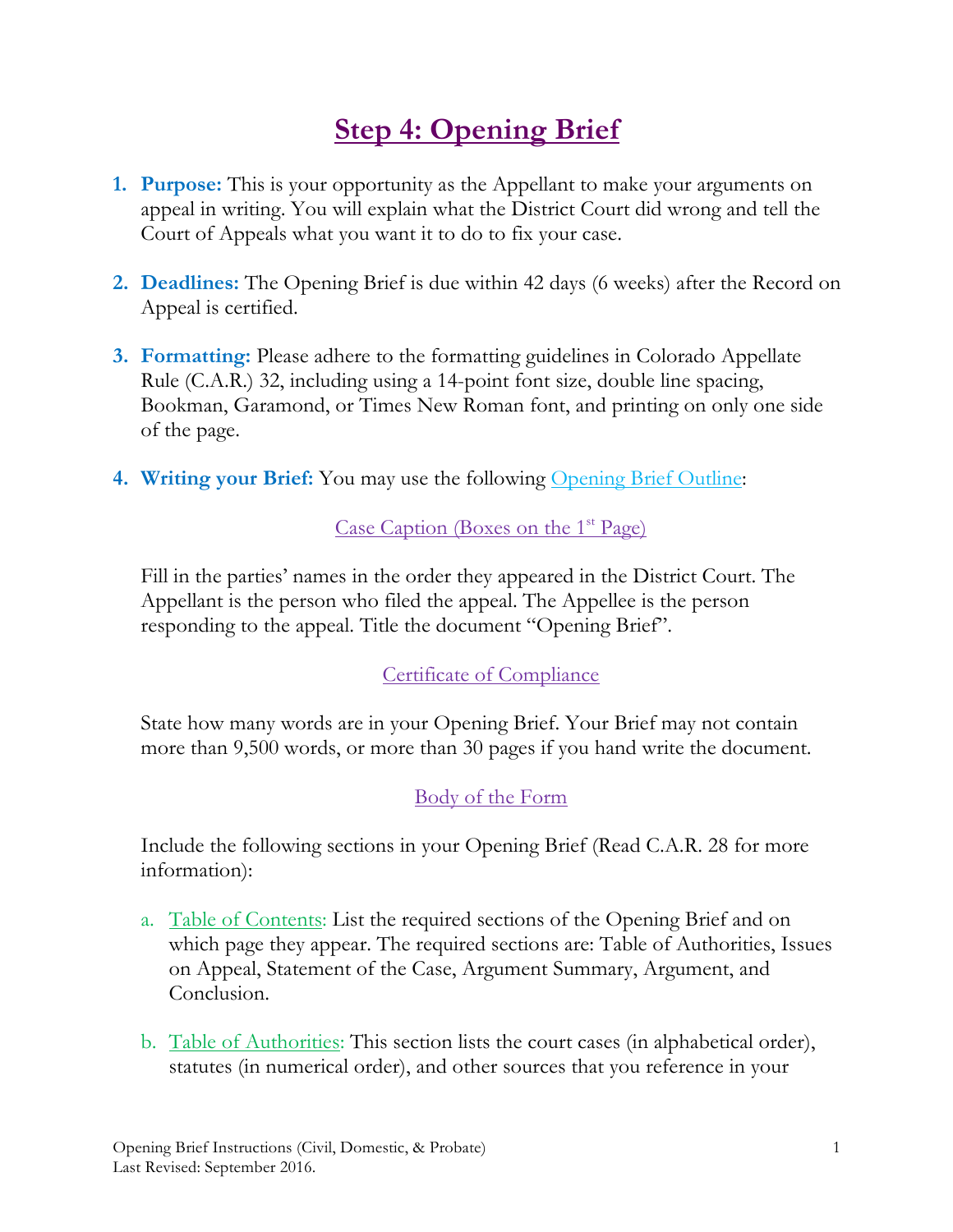# Step 4: Opening Brief

1. **Purpose:** This is your opportunity as the Appellant to make your arguments on appeal in writing. You will explain what the District Court did wrong and tell the Court of Appeals what you want it to do to fix your case.

2. **Deadlines:** The Opening Brief is due within 42 days (6 weeks) after the Record on Appeal is certified.

3. **Formatting:** Please adhere to the formatting guidelines in Colorado Appellate Rule (C.A.R.) 32, including using a 14-point font size, double line spacing, Bookman, Garamond, or Times New Roman font, and printing on only one side of the page.

4. **Writing your Brief:** You may use the following Opening Brief Outline:

   Case Caption (Boxes on the 1st Page)

   Fill in the parties' names in the order they appeared in the District Court. The Appellant is the person who filed the appeal. The Appellee is the person responding to the appeal. Title the document "Opening Brief".

   Certificate of Compliance

   State how many words are in your Opening Brief. Your Brief may not contain more than 9,500 words, or more than 30 pages if you hand write the document.

   Body of the Form

   Include the following sections in your Opening Brief (Read C.A.R. 28 for more information):

   a. Table of Contents: List the required sections of the Opening Brief and on which page they appear. The required sections are: Table of Authorities, Issues on Appeal, Statement of the Case, Argument Summary, Argument, and Conclusion.

   b. Table of Authorities: This section lists the court cases (in alphabetical order), statutes (in numerical order), and other sources that you reference in your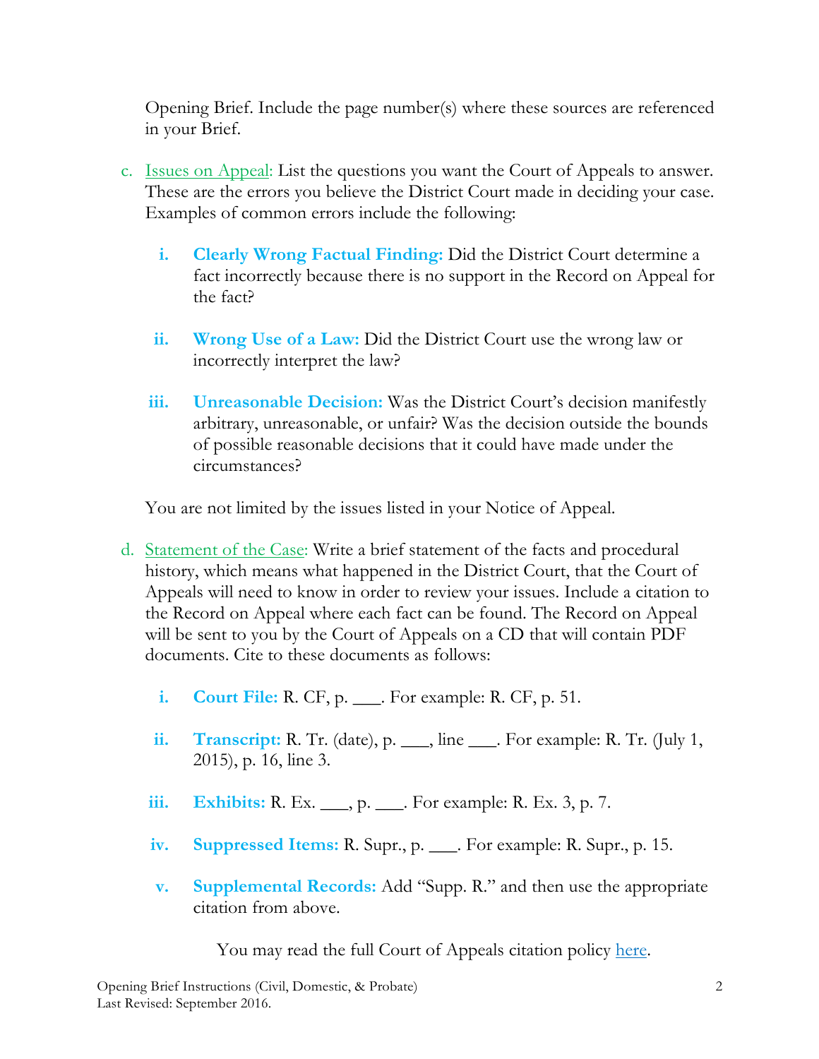Opening Brief. Include the page number(s) where these sources are referenced in your Brief.

c. Issues on Appeal: List the questions you want the Court of Appeals to answer. These are the errors you believe the District Court made in deciding your case. Examples of common errors include the following:

   i. **Clearly Wrong Factual Finding:** Did the District Court determine a fact incorrectly because there is no support in the Record on Appeal for the fact?

   ii. **Wrong Use of a Law:** Did the District Court use the wrong law or incorrectly interpret the law?

   iii. **Unreasonable Decision:** Was the District Court's decision manifestly arbitrary, unreasonable, or unfair? Was the decision outside the bounds of possible reasonable decisions that it could have made under the circumstances?

   You are not limited by the issues listed in your Notice of Appeal.

d. Statement of the Case: Write a brief statement of the facts and procedural history, which means what happened in the District Court, that the Court of Appeals will need to know in order to review your issues. Include a citation to the Record on Appeal where each fact can be found. The Record on Appeal will be sent to you by the Court of Appeals on a CD that will contain PDF documents. Cite to these documents as follows:

   i. **Court File:** R. CF, p. ___. For example: R. CF, p. 51.

   ii. **Transcript:** R. Tr. (date), p. ___, line ___. For example: R. Tr. (July 1, 2015), p. 16, line 3.

   iii. **Exhibits:** R. Ex. ___, p. ___. For example: R. Ex. 3, p. 7.

   iv. **Suppressed Items:** R. Supr., p. ___. For example: R. Supr., p. 15.

   v. **Supplemental Records:** Add "Supp. R." and then use the appropriate citation from above.

You may read the full Court of Appeals citation policy here.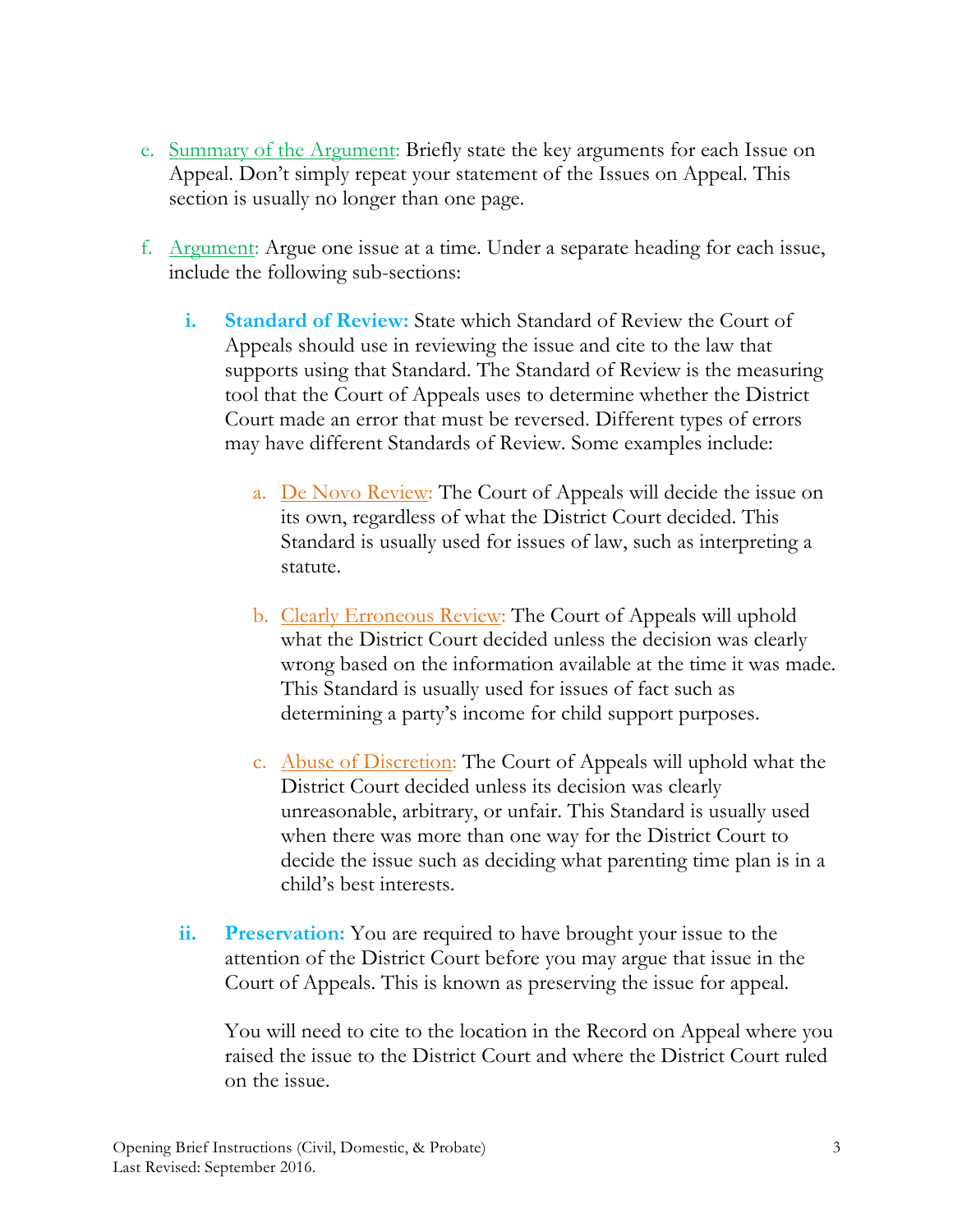e. <u>Summary of the Argument</u>: Briefly state the key arguments for each Issue on Appeal. Don't simply repeat your statement of the Issues on Appeal. This section is usually no longer than one page.

f. <u>Argument</u>: Argue one issue at a time. Under a separate heading for each issue, include the following sub-sections:

   i. **Standard of Review:** State which Standard of Review the Court of Appeals should use in reviewing the issue and cite to the law that supports using that Standard. The Standard of Review is the measuring tool that the Court of Appeals uses to determine whether the District Court made an error that must be reversed. Different types of errors may have different Standards of Review. Some examples include:

      a. <u>De Novo Review</u>: The Court of Appeals will decide the issue on its own, regardless of what the District Court decided. This Standard is usually used for issues of law, such as interpreting a statute.

      b. <u>Clearly Erroneous Review</u>: The Court of Appeals will uphold what the District Court decided unless the decision was clearly wrong based on the information available at the time it was made. This Standard is usually used for issues of fact such as determining a party's income for child support purposes.

      c. <u>Abuse of Discretion</u>: The Court of Appeals will uphold what the District Court decided unless its decision was clearly unreasonable, arbitrary, or unfair. This Standard is usually used when there was more than one way for the District Court to decide the issue such as deciding what parenting time plan is in a child's best interests.

   ii. **Preservation:** You are required to have brought your issue to the attention of the District Court before you may argue that issue in the Court of Appeals. This is known as preserving the issue for appeal.

   You will need to cite to the location in the Record on Appeal where you raised the issue to the District Court and where the District Court ruled on the issue.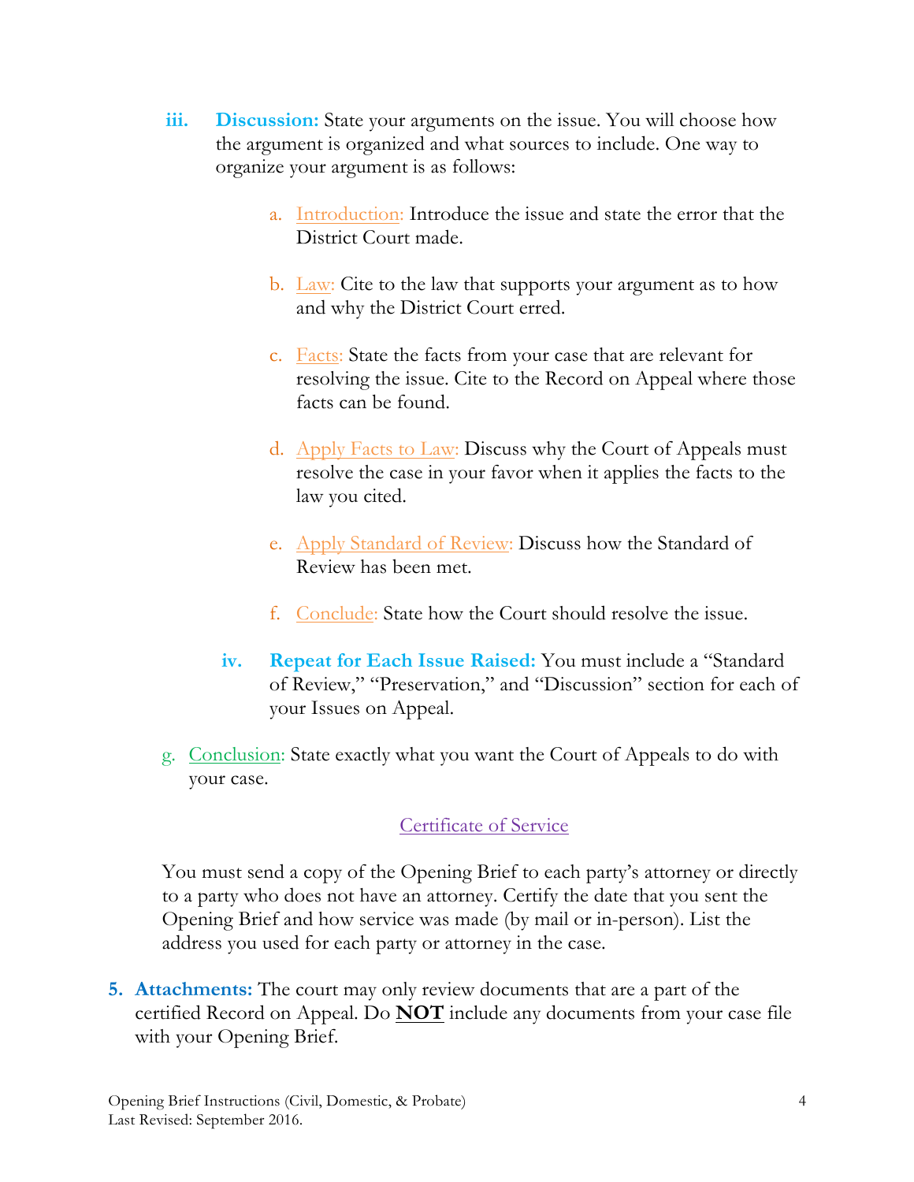iii. **Discussion:** State your arguments on the issue. You will choose how the argument is organized and what sources to include. One way to organize your argument is as follows:

   a. Introduction: Introduce the issue and state the error that the District Court made.

   b. Law: Cite to the law that supports your argument as to how and why the District Court erred.

   c. Facts: State the facts from your case that are relevant for resolving the issue. Cite to the Record on Appeal where those facts can be found.

   d. Apply Facts to Law: Discuss why the Court of Appeals must resolve the case in your favor when it applies the facts to the law you cited.

   e. Apply Standard of Review: Discuss how the Standard of Review has been met.

   f. Conclude: State how the Court should resolve the issue.

iv. **Repeat for Each Issue Raised:** You must include a "Standard of Review," "Preservation," and "Discussion" section for each of your Issues on Appeal.

g. Conclusion: State exactly what you want the Court of Appeals to do with your case.

Certificate of Service

You must send a copy of the Opening Brief to each party's attorney or directly to a party who does not have an attorney. Certify the date that you sent the Opening Brief and how service was made (by mail or in-person). List the address you used for each party or attorney in the case.

5. **Attachments:** The court may only review documents that are a part of the certified Record on Appeal. Do **NOT** include any documents from your case file with your Opening Brief.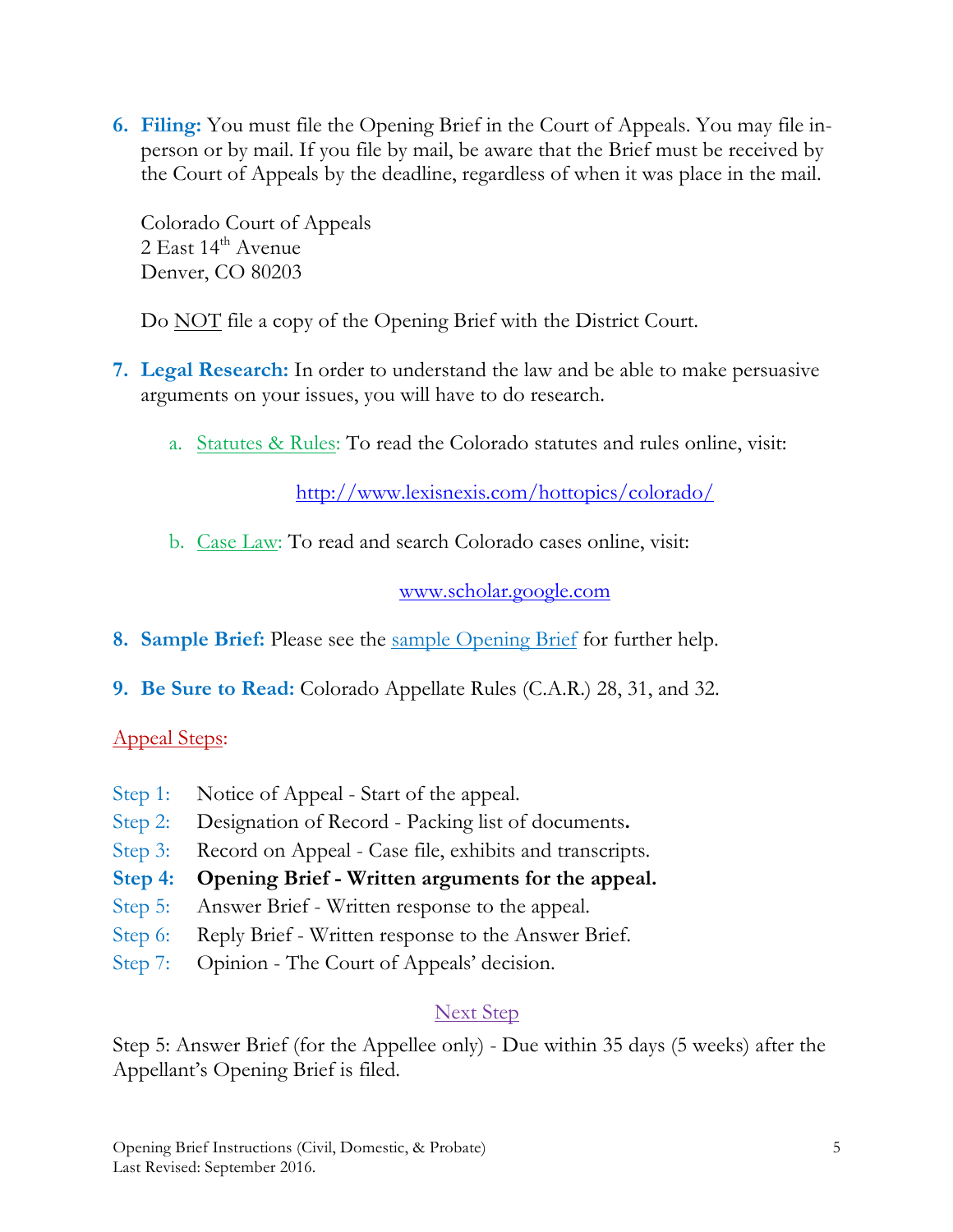6. **Filing:** You must file the Opening Brief in the Court of Appeals. You may file in-person or by mail. If you file by mail, be aware that the Brief must be received by the Court of Appeals by the deadline, regardless of when it was place in the mail.

   Colorado Court of Appeals
   2 East 14th Avenue
   Denver, CO 80203

   Do NOT file a copy of the Opening Brief with the District Court.

7. **Legal Research:** In order to understand the law and be able to make persuasive arguments on your issues, you will have to do research.

   a. Statutes & Rules: To read the Colorado statutes and rules online, visit:

      http://www.lexisnexis.com/hottopics/colorado/

   b. Case Law: To read and search Colorado cases online, visit:

      www.scholar.google.com

8. **Sample Brief:** Please see the sample Opening Brief for further help.

9. **Be Sure to Read:** Colorado Appellate Rules (C.A.R.) 28, 31, and 32.

Appeal Steps:

Step 1: Notice of Appeal - Start of the appeal.
Step 2: Designation of Record - Packing list of documents.
Step 3: Record on Appeal - Case file, exhibits and transcripts.
**Step 4: Opening Brief - Written arguments for the appeal.**
Step 5: Answer Brief - Written response to the appeal.
Step 6: Reply Brief - Written response to the Answer Brief.
Step 7: Opinion - The Court of Appeals' decision.

Next Step

Step 5: Answer Brief (for the Appellee only) - Due within 35 days (5 weeks) after the Appellant's Opening Brief is filed.